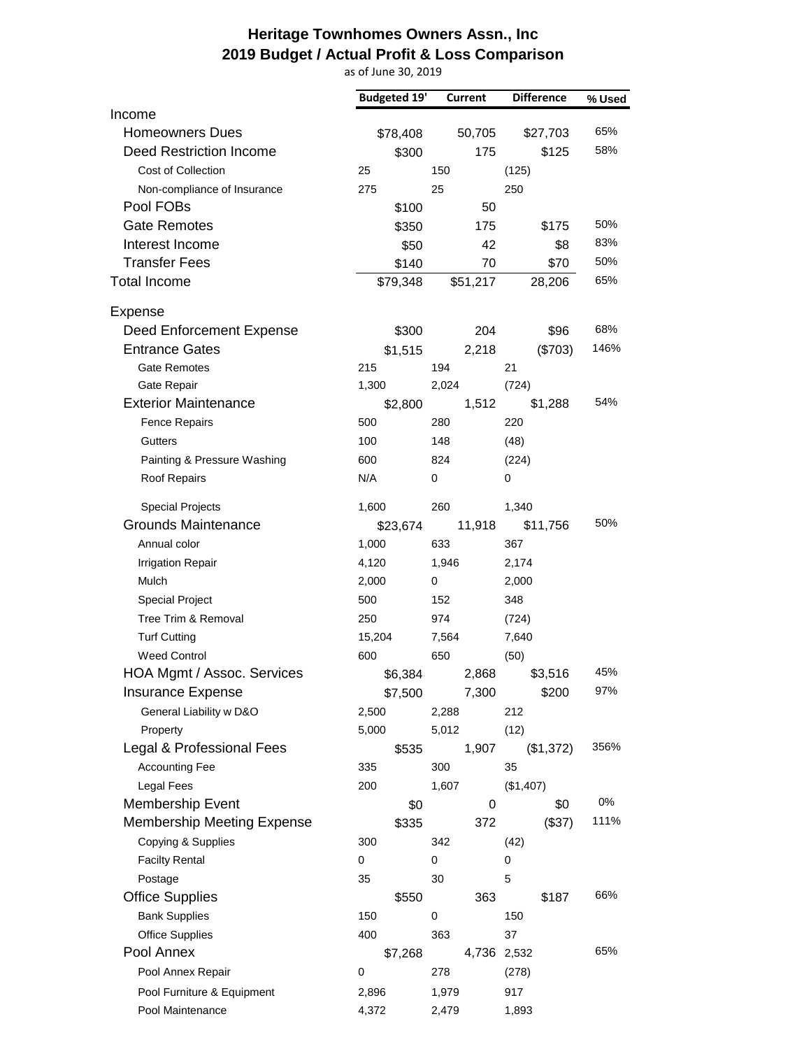# Heritage Townhomes Owners Assn., Inc

## 2019 Budget / Actual Profit & Loss Comparison

as of June 30, 2019

| | Budgeted 19' | Current | Difference | % Used |
|---|---|---|---|---|
| Income | | | | |
| Homeowners Dues | $78,408 | 50,705 | $27,703 | 65% |
| Deed Restriction Income | $300 | 175 | $125 | 58% |
| Cost of Collection | 25 | 150 | (125) | |
| Non-compliance of Insurance | 275 | 25 | 250 | |
| Pool FOBs | $100 | 50 | | |
| Gate Remotes | $350 | 175 | $175 | 50% |
| Interest Income | $50 | 42 | $8 | 83% |
| Transfer Fees | $140 | 70 | $70 | 50% |
| Total Income | $79,348 | $51,217 | 28,206 | 65% |
| Expense | | | | |
| Deed Enforcement Expense | $300 | 204 | $96 | 68% |
| Entrance Gates | $1,515 | 2,218 | ($703) | 146% |
| Gate Remotes | 215 | 194 | 21 | |
| Gate Repair | 1,300 | 2,024 | (724) | |
| Exterior Maintenance | $2,800 | 1,512 | $1,288 | 54% |
| Fence Repairs | 500 | 280 | 220 | |
| Gutters | 100 | 148 | (48) | |
| Painting & Pressure Washing | 600 | 824 | (224) | |
| Roof Repairs | N/A | 0 | 0 | |
| Special Projects | 1,600 | 260 | 1,340 | |
| Grounds Maintenance | $23,674 | 11,918 | $11,756 | 50% |
| Annual color | 1,000 | 633 | 367 | |
| Irrigation Repair | 4,120 | 1,946 | 2,174 | |
| Mulch | 2,000 | 0 | 2,000 | |
| Special Project | 500 | 152 | 348 | |
| Tree Trim & Removal | 250 | 974 | (724) | |
| Turf Cutting | 15,204 | 7,564 | 7,640 | |
| Weed Control | 600 | 650 | (50) | |
| HOA Mgmt / Assoc. Services | $6,384 | 2,868 | $3,516 | 45% |
| Insurance Expense | $7,500 | 7,300 | $200 | 97% |
| General Liability w D&O | 2,500 | 2,288 | 212 | |
| Property | 5,000 | 5,012 | (12) | |
| Legal & Professional Fees | $535 | 1,907 | ($1,372) | 356% |
| Accounting Fee | 335 | 300 | 35 | |
| Legal Fees | 200 | 1,607 | ($1,407) | |
| Membership Event | $0 | 0 | $0 | 0% |
| Membership Meeting Expense | $335 | 372 | ($37) | 111% |
| Copying & Supplies | 300 | 342 | (42) | |
| Facilty Rental | 0 | 0 | 0 | |
| Postage | 35 | 30 | 5 | |
| Office Supplies | $550 | 363 | $187 | 66% |
| Bank Supplies | 150 | 0 | 150 | |
| Office Supplies | 400 | 363 | 37 | |
| Pool Annex | $7,268 | 4,736 | 2,532 | 65% |
| Pool Annex Repair | 0 | 278 | (278) | |
| Pool Furniture & Equipment | 2,896 | 1,979 | 917 | |
| Pool Maintenance | 4,372 | 2,479 | 1,893 | |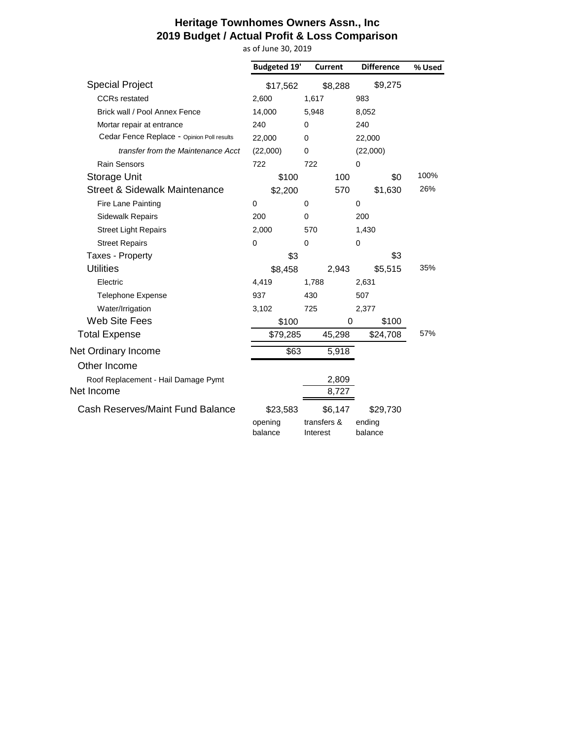# Heritage Townhomes Owners Assn., Inc

## 2019 Budget / Actual Profit & Loss Comparison

as of June 30, 2019

| | Budgeted 19' | Current | Difference | % Used |
|---|---|---|---|---|
| Special Project | $17,562 | $8,288 | $9,275 | |
| CCRs restated | 2,600 | 1,617 | 983 | |
| Brick wall / Pool Annex Fence | 14,000 | 5,948 | 8,052 | |
| Mortar repair at entrance | 240 | 0 | 240 | |
| Cedar Fence Replace - Opinion Poll results | 22,000 | 0 | 22,000 | |
| *transfer from the Maintenance Acct* | (22,000) | 0 | (22,000) | |
| Rain Sensors | 722 | 722 | 0 | |
| Storage Unit | $100 | 100 | $0 | 100% |
| Street & Sidewalk Maintenance | $2,200 | 570 | $1,630 | 26% |
| Fire Lane Painting | 0 | 0 | 0 | |
| Sidewalk Repairs | 200 | 0 | 200 | |
| Street Light Repairs | 2,000 | 570 | 1,430 | |
| Street Repairs | 0 | 0 | 0 | |
| Taxes - Property | $3 | | $3 | |
| Utilities | $8,458 | 2,943 | $5,515 | 35% |
| Electric | 4,419 | 1,788 | 2,631 | |
| Telephone Expense | 937 | 430 | 507 | |
| Water/Irrigation | 3,102 | 725 | 2,377 | |
| Web Site Fees | $100 | 0 | $100 | |
| Total Expense | $79,285 | 45,298 | $24,708 | 57% |
| Net Ordinary Income | $63 | 5,918 | | |
| Other Income | | | | |
| Roof Replacement - Hail Damage Pymt | | 2,809 | | |
| Net Income | | 8,727 | | |
| Cash Reserves/Maint Fund Balance | $23,583 | $6,147 | $29,730 | |
| | opening balance | transfers & Interest | ending balance | |